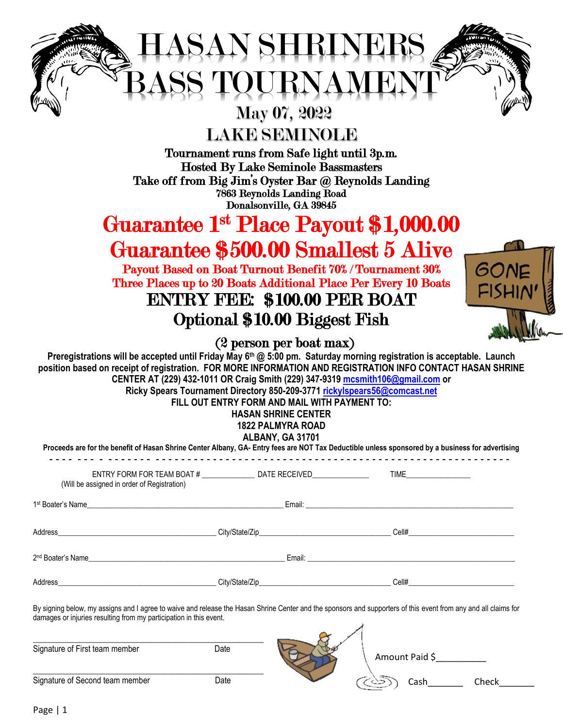# HASAN SHRINERS BASS TOURNAMENT

## May 07, 2022

## LAKE SEMINOLE

**Tournament runs from Safe light until 3p.m.**
**Hosted By Lake Seminole Bassmasters**
**Take off from Big Jim's Oyster Bar @ Reynolds Landing**
**7863 Reynolds Landing Road**
**Donalsonville, GA 39845**

# Guarantee 1st Place Payout $1,000.00

# Guarantee $500.00 Smallest 5 Alive

**Payout Based on Boat Turnout Benefit 70% / Tournament 30%**
**Three Places up to 20 Boats Additional Place Per Every 10 Boats**

## ENTRY FEE: $100.00 PER BOAT

## Optional $10.00 Biggest Fish

### (2 person per boat max)

GONE FISHIN'

**Preregistrations will be accepted until Friday May 6th @ 5:00 pm. Saturday morning registration is acceptable. Launch position based on receipt of registration. FOR MORE INFORMATION AND REGISTRATION INFO CONTACT HASAN SHRINE CENTER AT (229) 432-1011 OR Craig Smith (229) 347-9319 mcsmith106@gmail.com or Ricky Spears Tournament Directory 850-209-3771 rickylspears56@comcast.net**

**FILL OUT ENTRY FORM AND MAIL WITH PAYMENT TO:**
**HASAN SHRINE CENTER**
**1822 PALMYRA ROAD**
**ALBANY, GA 31701**

**Proceeds are for the benefit of Hasan Shrine Center Albany, GA- Entry fees are NOT Tax Deductible unless sponsored by a business for advertising**

---

ENTRY FORM FOR TEAM BOAT # ____________ DATE RECEIVED_____________ TIME_______________
(Will be assigned in order of Registration)

1st Boater's Name_______________________________________________ Email: _______________________________________________

Address_____________________________________ City/State/Zip______________________________ Cell#________________________

2nd Boater's Name_______________________________________________ Email: _______________________________________________

Address_____________________________________ City/State/Zip______________________________ Cell#________________________

By signing below, my assigns and I agree to waive and release the Hasan Shrine Center and the sponsors and supporters of this event from any and all claims for damages or injuries resulting from my participation in this event.

_______________________________________________
Signature of First team member Date

_______________________________________________
Signature of Second team member Date

Amount Paid $__________

Cash_______ Check_______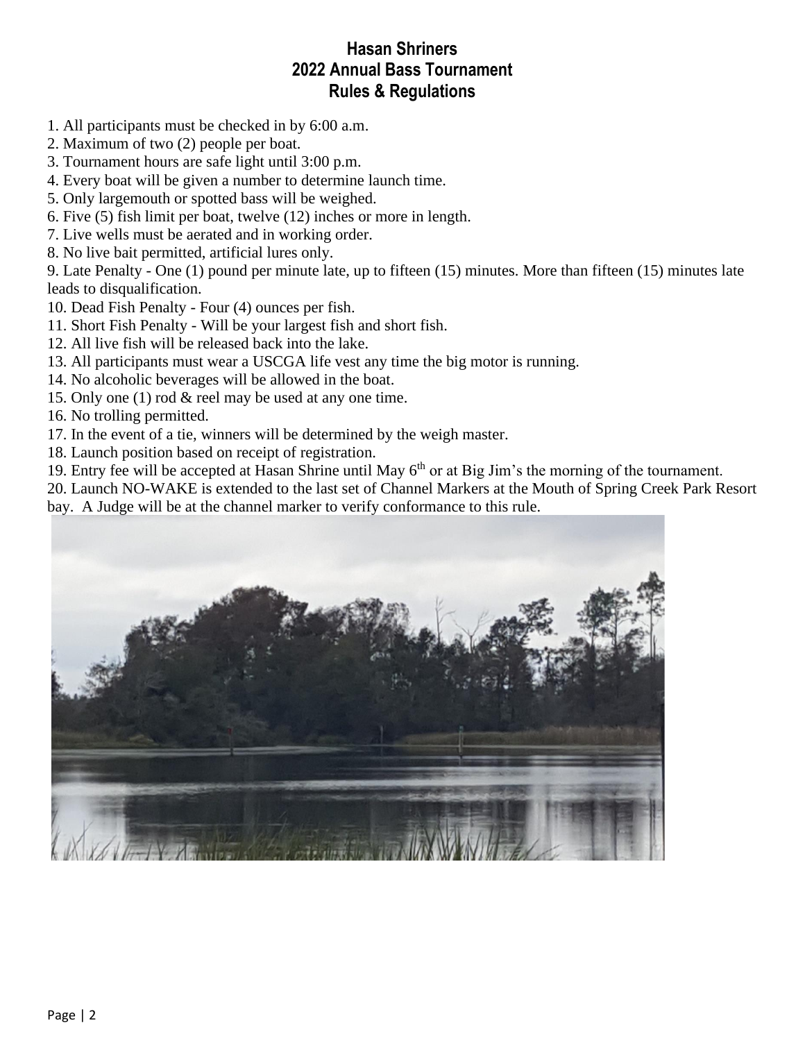# Hasan Shriners
## 2022 Annual Bass Tournament
## Rules & Regulations

1. All participants must be checked in by 6:00 a.m.
2. Maximum of two (2) people per boat.
3. Tournament hours are safe light until 3:00 p.m.
4. Every boat will be given a number to determine launch time.
5. Only largemouth or spotted bass will be weighed.
6. Five (5) fish limit per boat, twelve (12) inches or more in length.
7. Live wells must be aerated and in working order.
8. No live bait permitted, artificial lures only.
9. Late Penalty - One (1) pound per minute late, up to fifteen (15) minutes. More than fifteen (15) minutes late leads to disqualification.
10. Dead Fish Penalty - Four (4) ounces per fish.
11. Short Fish Penalty - Will be your largest fish and short fish.
12. All live fish will be released back into the lake.
13. All participants must wear a USCGA life vest any time the big motor is running.
14. No alcoholic beverages will be allowed in the boat.
15. Only one (1) rod & reel may be used at any one time.
16. No trolling permitted.
17. In the event of a tie, winners will be determined by the weigh master.
18. Launch position based on receipt of registration.
19. Entry fee will be accepted at Hasan Shrine until May 6th or at Big Jim's the morning of the tournament.
20. Launch NO-WAKE is extended to the last set of Channel Markers at the Mouth of Spring Creek Park Resort bay. A Judge will be at the channel marker to verify conformance to this rule.